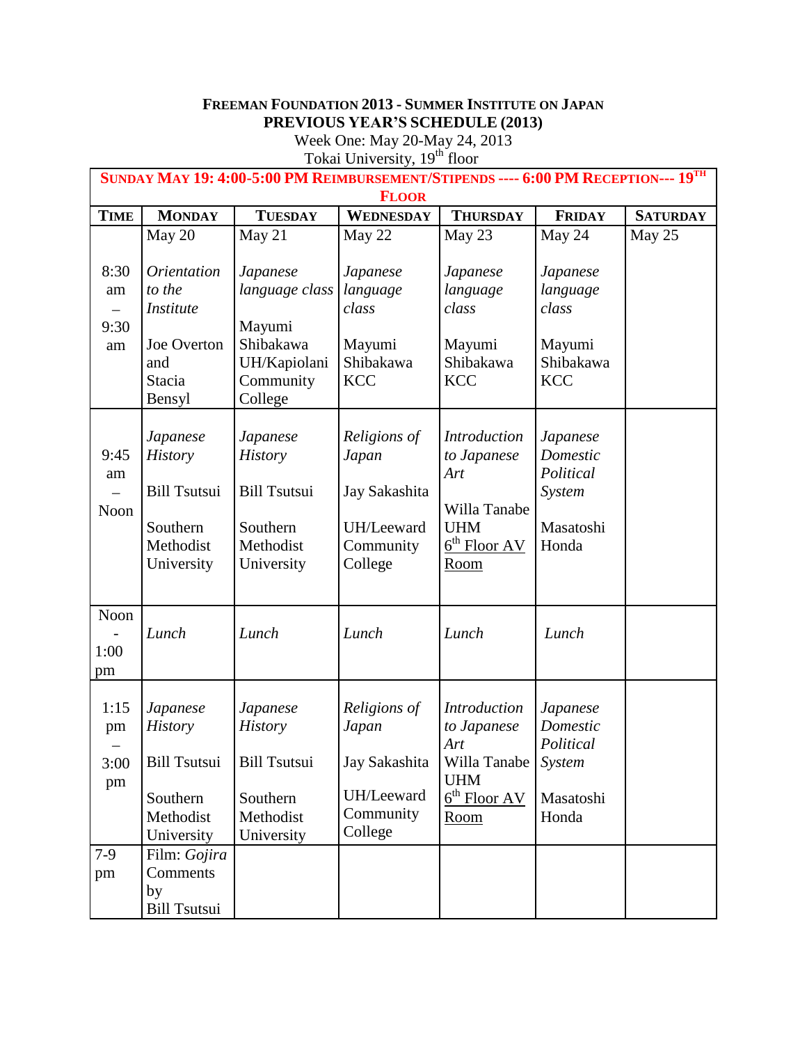**FREEMAN FOUNDATION 2013 - SUMMER INSTITUTE ON JAPAN**
**PREVIOUS YEAR'S SCHEDULE (2013)**

Week One: May 20-May 24, 2013
Tokai University, 19th floor

| **SUNDAY MAY 19: 4:00-5:00 PM REIMBURSEMENT/STIPENDS ---- 6:00 PM RECEPTION--- 19TH FLOOR** | | | | | | |
|---|---|---|---|---|---|---|
| **TIME** | **MONDAY** | **TUESDAY** | **WEDNESDAY** | **THURSDAY** | **FRIDAY** | **SATURDAY** |
| | May 20 | May 21 | May 22 | May 23 | May 24 | May 25 |
| 8:30 am – 9:30 am | *Orientation to the Institute* Joe Overton and Stacia Bensyl | *Japanese language class* Mayumi Shibakawa UH/Kapiolani Community College | *Japanese language class* Mayumi Shibakawa KCC | *Japanese language class* Mayumi Shibakawa KCC | *Japanese language class* Mayumi Shibakawa KCC | |
| 9:45 am – Noon | *Japanese History* Bill Tsutsui Southern Methodist University | *Japanese History* Bill Tsutsui Southern Methodist University | *Religions of Japan* Jay Sakashita UH/Leeward Community College | *Introduction to Japanese Art* Willa Tanabe UHM 6th Floor AV Room | *Japanese Domestic Political System* Masatoshi Honda | |
| Noon - 1:00 pm | *Lunch* | *Lunch* | *Lunch* | *Lunch* | *Lunch* | |
| 1:15 pm – 3:00 pm | *Japanese History* Bill Tsutsui Southern Methodist University | *Japanese History* Bill Tsutsui Southern Methodist University | *Religions of Japan* Jay Sakashita UH/Leeward Community College | *Introduction to Japanese Art* Willa Tanabe UHM 6th Floor AV Room | *Japanese Domestic Political System* Masatoshi Honda | |
| 7-9 pm | Film: *Gojira* Comments by Bill Tsutsui | | | | | |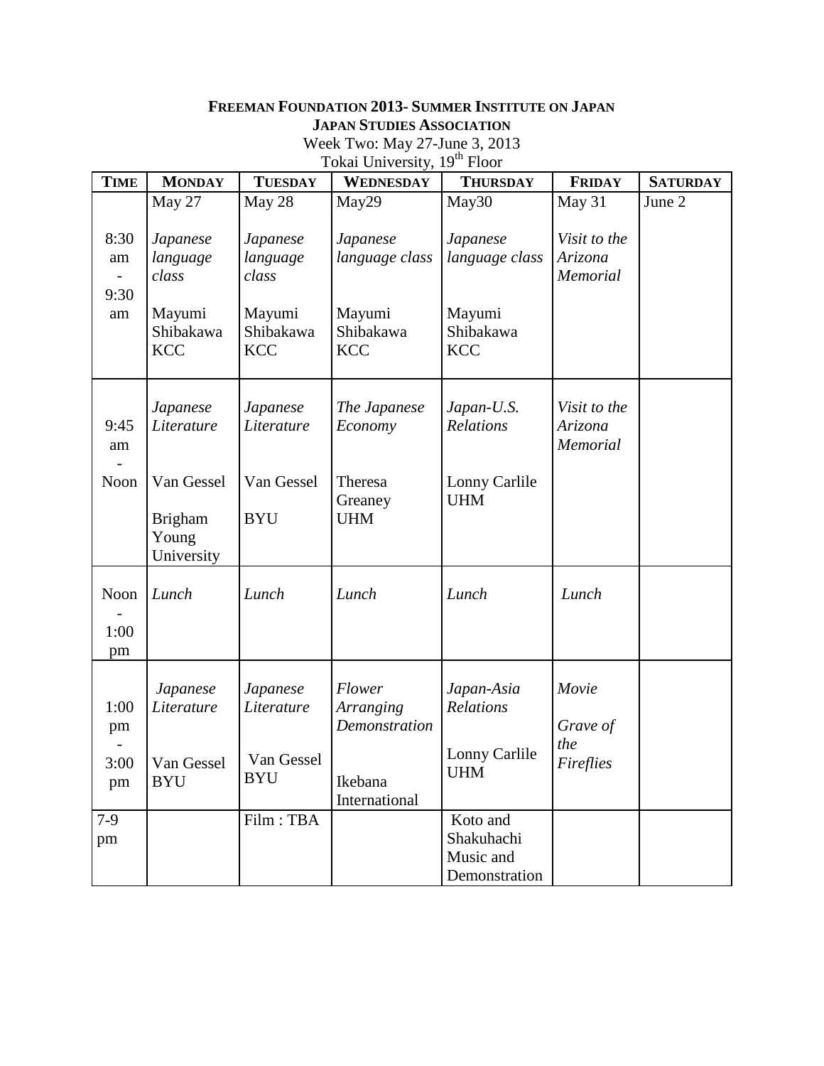**FREEMAN FOUNDATION 2013- SUMMER INSTITUTE ON JAPAN**
**JAPAN STUDIES ASSOCIATION**
Week Two: May 27-June 3, 2013
Tokai University, 19th Floor

| TIME | MONDAY | TUESDAY | WEDNESDAY | THURSDAY | FRIDAY | SATURDAY |
|---|---|---|---|---|---|---|
| | May 27 | May 28 | May29 | May30 | May 31 | June 2 |
| 8:30 am - 9:30 am | *Japanese language class* Mayumi Shibakawa KCC | *Japanese language class* Mayumi Shibakawa KCC | *Japanese language class* Mayumi Shibakawa KCC | *Japanese language class* Mayumi Shibakawa KCC | *Visit to the Arizona Memorial* | |
| 9:45 am - Noon | *Japanese Literature* Van Gessel Brigham Young University | *Japanese Literature* Van Gessel BYU | *The Japanese Economy* Theresa Greaney UHM | *Japan-U.S. Relations* Lonny Carlile UHM | *Visit to the Arizona Memorial* | |
| Noon - 1:00 pm | *Lunch* | *Lunch* | *Lunch* | *Lunch* | *Lunch* | |
| 1:00 pm - 3:00 pm | *Japanese Literature* Van Gessel BYU | *Japanese Literature* Van Gessel BYU | *Flower Arranging Demonstration* Ikebana International | *Japan-Asia Relations* Lonny Carlile UHM | *Movie* *Grave of the Fireflies* | |
| 7-9 pm | | Film : TBA | | Koto and Shakuhachi Music and Demonstration | | |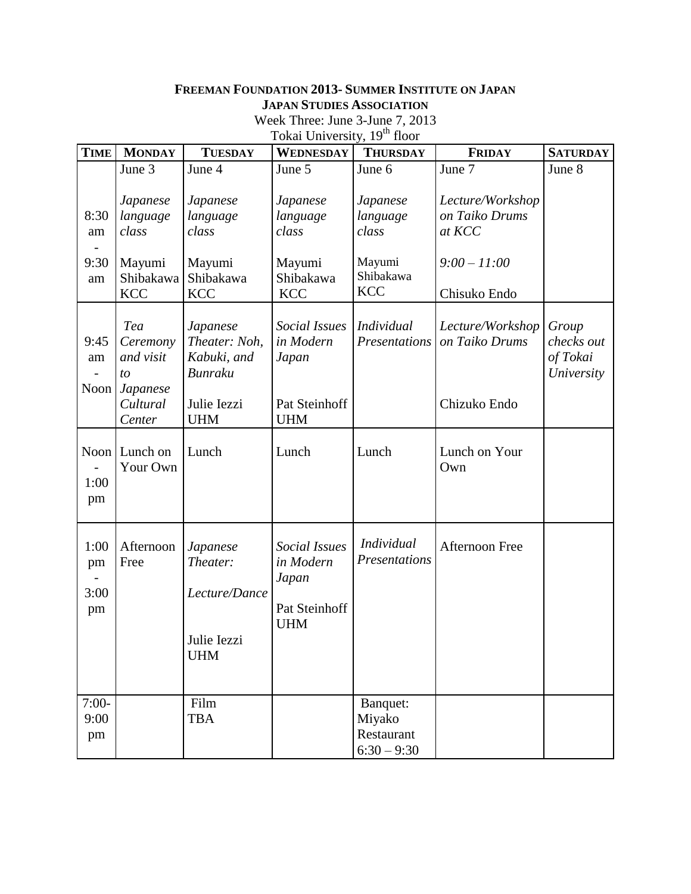**FREEMAN FOUNDATION 2013- SUMMER INSTITUTE ON JAPAN**
**JAPAN STUDIES ASSOCIATION**
Week Three: June 3-June 7, 2013
Tokai University, 19th floor

| TIME | MONDAY | TUESDAY | WEDNESDAY | THURSDAY | FRIDAY | SATURDAY |
|---|---|---|---|---|---|---|
| | June 3 | June 4 | June 5 | June 6 | June 7 | June 8 |
| 8:30 am - 9:30 am | *Japanese language class* Mayumi Shibakawa KCC | *Japanese language class* Mayumi Shibakawa KCC | *Japanese language class* Mayumi Shibakawa KCC | *Japanese language class* Mayumi Shibakawa KCC | *Lecture/Workshop on Taiko Drums at KCC* *9:00 – 11:00* Chisuko Endo | |
| 9:45 am - Noon | *Tea Ceremony and visit to Japanese Cultural Center* | *Japanese Theater: Noh, Kabuki, and Bunraku* Julie Iezzi UHM | *Social Issues in Modern Japan* Pat Steinhoff UHM | *Individual Presentations* | *Lecture/Workshop on Taiko Drums* Chizuko Endo | *Group checks out of Tokai University* |
| Noon - 1:00 pm | Lunch on Your Own | Lunch | Lunch | Lunch | Lunch on Your Own | |
| 1:00 pm - 3:00 pm | Afternoon Free | *Japanese Theater:* *Lecture/Dance* Julie Iezzi UHM | *Social Issues in Modern Japan* Pat Steinhoff UHM | *Individual Presentations* | Afternoon Free | |
| 7:00-9:00 pm | | Film TBA | | Banquet: Miyako Restaurant 6:30 – 9:30 | | |